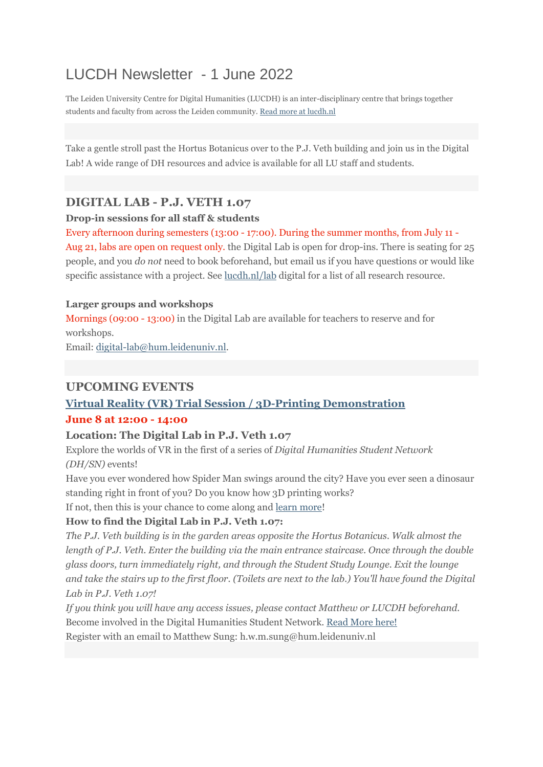# LUCDH Newsletter - 1 June 2022

The Leiden University Centre for Digital Humanities (LUCDH) is an inter-disciplinary centre that brings together students and faculty from across the Leiden community. [Read more at lucdh.nl]

Take a gentle stroll past the Hortus Botanicus over to the P.J. Veth building and join us in the Digital Lab! A wide range of DH resources and advice is available for all LU staff and students.

## DIGITAL LAB - P.J. VETH 1.07

**Drop-in sessions for all staff & students**

Every afternoon during semesters (13:00 - 17:00). During the summer months, from July 11 - Aug 21, labs are open on request only. the Digital Lab is open for drop-ins. There is seating for 25 people, and you *do not* need to book beforehand, but email us if you have questions or would like specific assistance with a project. See lucdh.nl/lab digital for a list of all research resource.

**Larger groups and workshops**

Mornings (09:00 - 13:00) in the Digital Lab are available for teachers to reserve and for workshops.
Email: digital-lab@hum.leidenuniv.nl.

## UPCOMING EVENTS

### Virtual Reality (VR) Trial Session / 3D-Printing Demonstration

**June 8 at 12:00 - 14:00**

**Location: The Digital Lab in P.J. Veth 1.07**

Explore the worlds of VR in the first of a series of *Digital Humanities Student Network (DH/SN)* events!
Have you ever wondered how Spider Man swings around the city? Have you ever seen a dinosaur standing right in front of you? Do you know how 3D printing works?
If not, then this is your chance to come along and learn more!

**How to find the Digital Lab in P.J. Veth 1.07:**

*The P.J. Veth building is in the garden areas opposite the Hortus Botanicus. Walk almost the length of P.J. Veth. Enter the building via the main entrance staircase. Once through the double glass doors, turn immediately right, and through the Student Study Lounge. Exit the lounge and take the stairs up to the first floor. (Toilets are next to the lab.) You'll have found the Digital Lab in P.J. Veth 1.07!*

*If you think you will have any access issues, please contact Matthew or LUCDH beforehand.*
Become involved in the Digital Humanities Student Network. Read More here!
Register with an email to Matthew Sung: h.w.m.sung@hum.leidenuniv.nl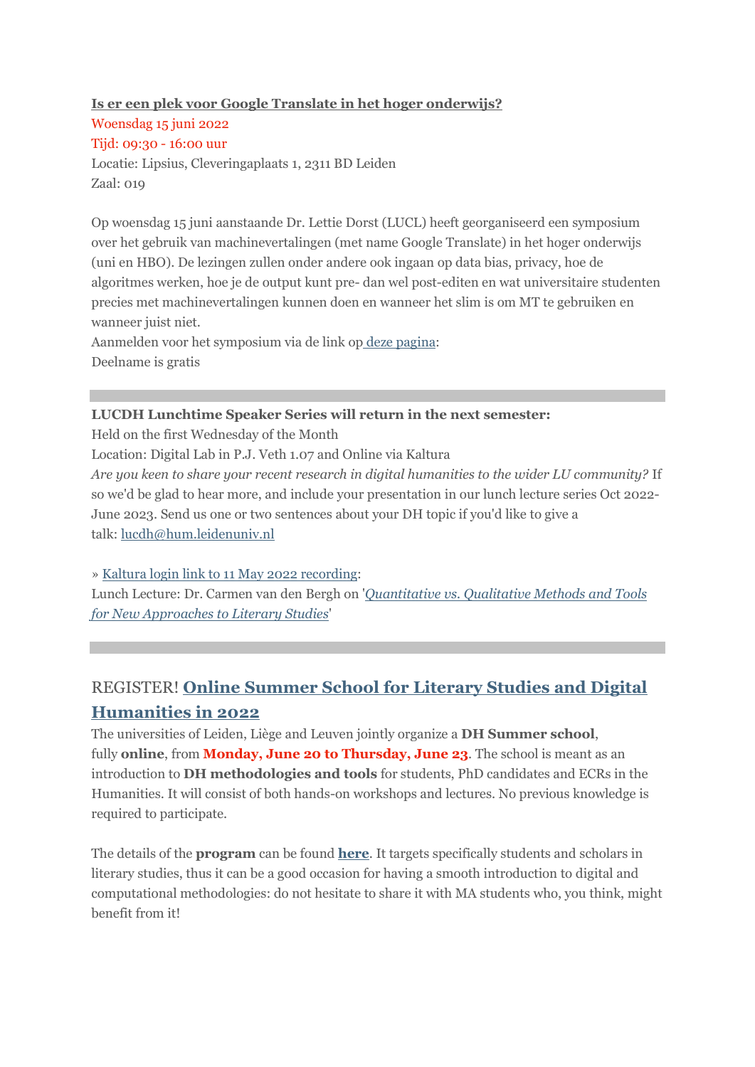**Is er een plek voor Google Translate in het hoger onderwijs?**

Woensdag 15 juni 2022

Tijd: 09:30 - 16:00 uur

Locatie: Lipsius, Cleveringaplaats 1, 2311 BD Leiden

Zaal: 019

Op woensdag 15 juni aanstaande Dr. Lettie Dorst (LUCL) heeft georganiseerd een symposium over het gebruik van machinevertalingen (met name Google Translate) in het hoger onderwijs (uni en HBO). De lezingen zullen onder andere ook ingaan op data bias, privacy, hoe de algoritmes werken, hoe je de output kunt pre- dan wel post-editen en wat universitaire studenten precies met machinevertalingen kunnen doen en wanneer het slim is om MT te gebruiken en wanneer juist niet.

Aanmelden voor het symposium via de link op deze pagina:

Deelname is gratis

---

**LUCDH Lunchtime Speaker Series will return in the next semester:**

Held on the first Wednesday of the Month

Location: Digital Lab in P.J. Veth 1.07 and Online via Kaltura

*Are you keen to share your recent research in digital humanities to the wider LU community?* If so we'd be glad to hear more, and include your presentation in our lunch lecture series Oct 2022-June 2023. Send us one or two sentences about your DH topic if you'd like to give a talk: lucdh@hum.leidenuniv.nl

» Kaltura login link to 11 May 2022 recording:

Lunch Lecture: Dr. Carmen van den Bergh on '*Quantitative vs. Qualitative Methods and Tools for New Approaches to Literary Studies*'

---

## REGISTER! **Online Summer School for Literary Studies and Digital Humanities in 2022**

The universities of Leiden, Liège and Leuven jointly organize a **DH Summer school**, fully **online**, from **Monday, June 20 to Thursday, June 23**. The school is meant as an introduction to **DH methodologies and tools** for students, PhD candidates and ECRs in the Humanities. It will consist of both hands-on workshops and lectures. No previous knowledge is required to participate.

The details of the **program** can be found **here**. It targets specifically students and scholars in literary studies, thus it can be a good occasion for having a smooth introduction to digital and computational methodologies: do not hesitate to share it with MA students who, you think, might benefit from it!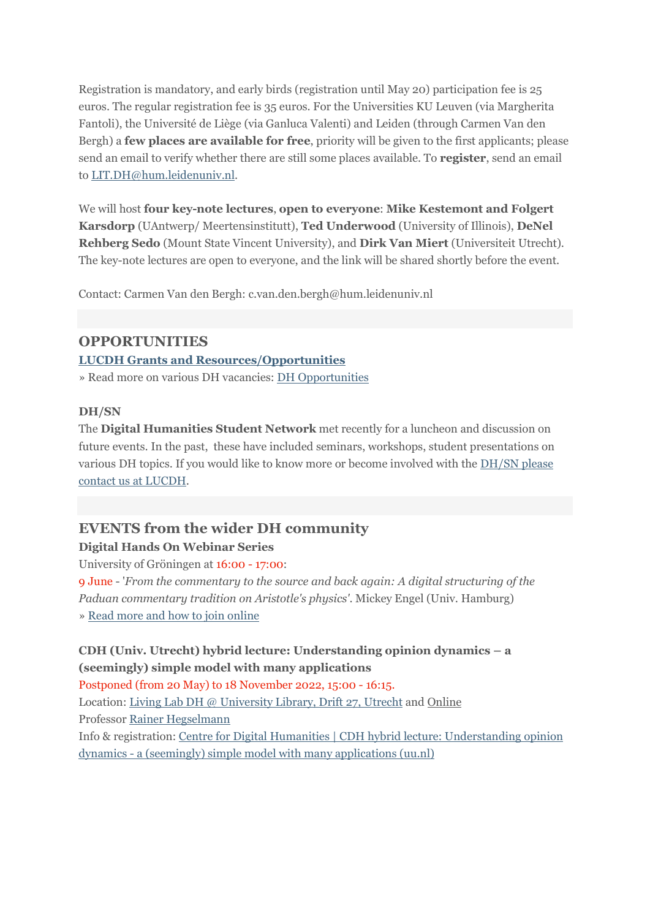Registration is mandatory, and early birds (registration until May 20) participation fee is 25 euros. The regular registration fee is 35 euros. For the Universities KU Leuven (via Margherita Fantoli), the Université de Liège (via Ganluca Valenti) and Leiden (through Carmen Van den Bergh) a **few places are available for free**, priority will be given to the first applicants; please send an email to verify whether there are still some places available. To **register**, send an email to LIT.DH@hum.leidenuniv.nl.

We will host **four key-note lectures**, **open to everyone**: **Mike Kestemont and Folgert Karsdorp** (UAntwerp/ Meertensinstitutt), **Ted Underwood** (University of Illinois), **DeNel Rehberg Sedo** (Mount State Vincent University), and **Dirk Van Miert** (Universiteit Utrecht). The key-note lectures are open to everyone, and the link will be shared shortly before the event.

Contact: Carmen Van den Bergh: c.van.den.bergh@hum.leidenuniv.nl

## OPPORTUNITIES

**LUCDH Grants and Resources/Opportunities**

» Read more on various DH vacancies: DH Opportunities

**DH/SN**

The **Digital Humanities Student Network** met recently for a luncheon and discussion on future events. In the past, these have included seminars, workshops, student presentations on various DH topics. If you would like to know more or become involved with the DH/SN please contact us at LUCDH.

## EVENTS from the wider DH community

**Digital Hands On Webinar Series**

University of Gröningen at 16:00 - 17:00:

9 June - '*From the commentary to the source and back again: A digital structuring of the Paduan commentary tradition on Aristotle's physics'*. Mickey Engel (Univ. Hamburg)

» Read more and how to join online

**CDH (Univ. Utrecht) hybrid lecture: Understanding opinion dynamics – a (seemingly) simple model with many applications**

Postponed (from 20 May) to 18 November 2022, 15:00 - 16:15.

Location: Living Lab DH @ University Library, Drift 27, Utrecht and Online

Professor Rainer Hegselmann

Info & registration: Centre for Digital Humanities | CDH hybrid lecture: Understanding opinion dynamics - a (seemingly) simple model with many applications (uu.nl)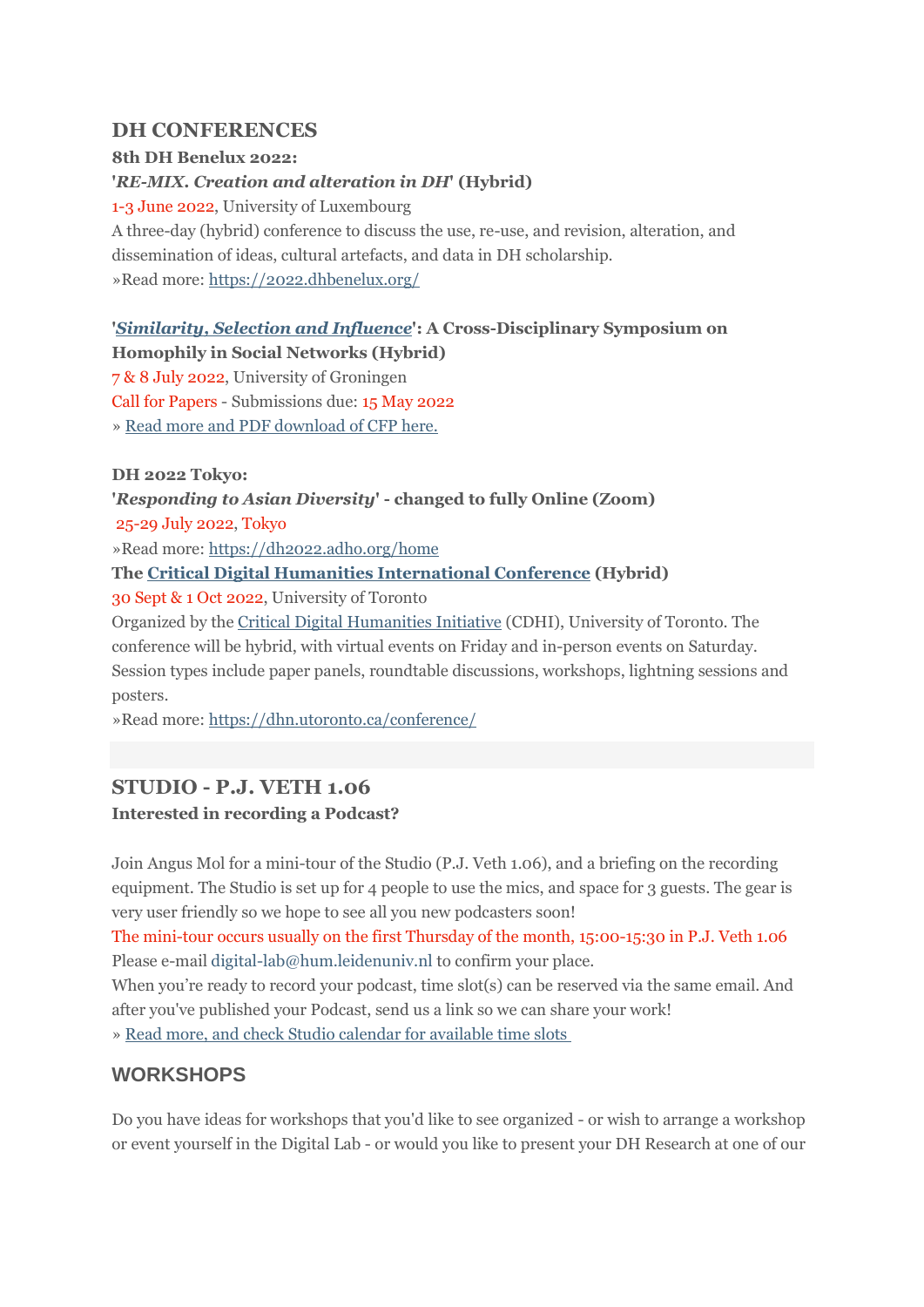## DH CONFERENCES

**8th DH Benelux 2022:**

**'*RE-MIX. Creation and alteration in DH*' (Hybrid)**

1-3 June 2022, University of Luxembourg

A three-day (hybrid) conference to discuss the use, re-use, and revision, alteration, and dissemination of ideas, cultural artefacts, and data in DH scholarship.

»Read more: [https://2022.dhbenelux.org/](https://2022.dhbenelux.org/)

**'*[Similarity, Selection and Influence](#)*': A Cross-Disciplinary Symposium on Homophily in Social Networks (Hybrid)**

7 & 8 July 2022, University of Groningen

Call for Papers - Submissions due: 15 May 2022

» [Read more and PDF download of CFP here.](#)

**DH 2022 Tokyo:**

**'*Responding to Asian Diversity*' - changed to fully Online (Zoom)**

25-29 July 2022, Tokyo

»Read more: [https://dh2022.adho.org/home](https://dh2022.adho.org/home)

**The [Critical Digital Humanities International Conference](#) (Hybrid)**

30 Sept & 1 Oct 2022, University of Toronto

Organized by the [Critical Digital Humanities Initiative](#) (CDHI), University of Toronto. The conference will be hybrid, with virtual events on Friday and in-person events on Saturday. Session types include paper panels, roundtable discussions, workshops, lightning sessions and posters.

»Read more: [https://dhn.utoronto.ca/conference/](https://dhn.utoronto.ca/conference/)

## STUDIO - P.J. VETH 1.06

**Interested in recording a Podcast?**

Join Angus Mol for a mini-tour of the Studio (P.J. Veth 1.06), and a briefing on the recording equipment. The Studio is set up for 4 people to use the mics, and space for 3 guests. The gear is very user friendly so we hope to see all you new podcasters soon!

The mini-tour occurs usually on the first Thursday of the month, 15:00-15:30 in P.J. Veth 1.06

Please e-mail digital-lab@hum.leidenuniv.nl to confirm your place.

When you're ready to record your podcast, time slot(s) can be reserved via the same email. And after you've published your Podcast, send us a link so we can share your work!

» [Read more, and check Studio calendar for available time slots](#)

## WORKSHOPS

Do you have ideas for workshops that you'd like to see organized - or wish to arrange a workshop or event yourself in the Digital Lab - or would you like to present your DH Research at one of our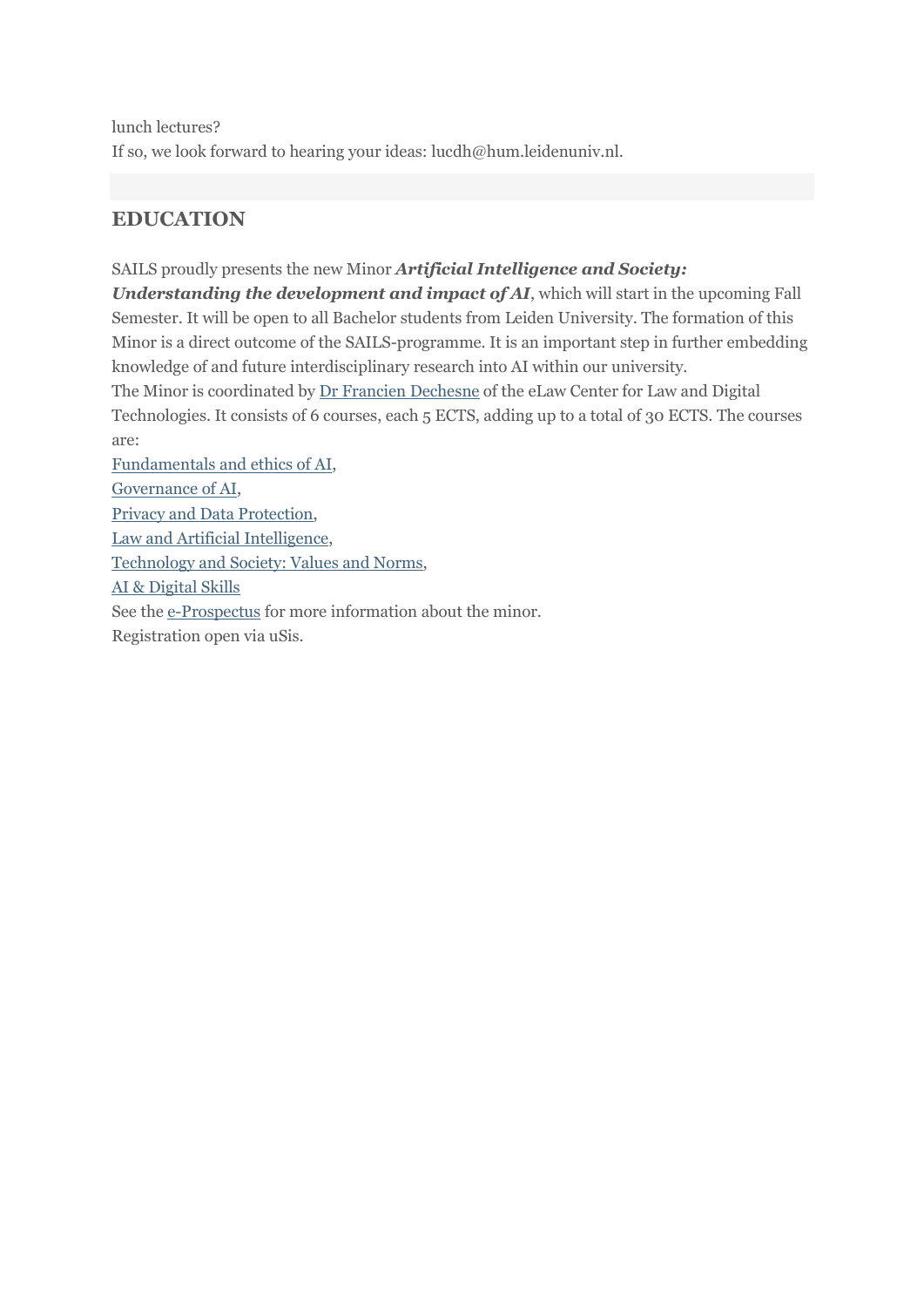lunch lectures?
If so, we look forward to hearing your ideas: lucdh@hum.leidenuniv.nl.

## EDUCATION

SAILS proudly presents the new Minor ***Artificial Intelligence and Society: Understanding the development and impact of AI***, which will start in the upcoming Fall Semester. It will be open to all Bachelor students from Leiden University. The formation of this Minor is a direct outcome of the SAILS-programme. It is an important step in further embedding knowledge of and future interdisciplinary research into AI within our university.
The Minor is coordinated by Dr Francien Dechesne of the eLaw Center for Law and Digital Technologies. It consists of 6 courses, each 5 ECTS, adding up to a total of 30 ECTS. The courses are:
Fundamentals and ethics of AI,
Governance of AI,
Privacy and Data Protection,
Law and Artificial Intelligence,
Technology and Society: Values and Norms,
AI & Digital Skills
See the e-Prospectus for more information about the minor.
Registration open via uSis.